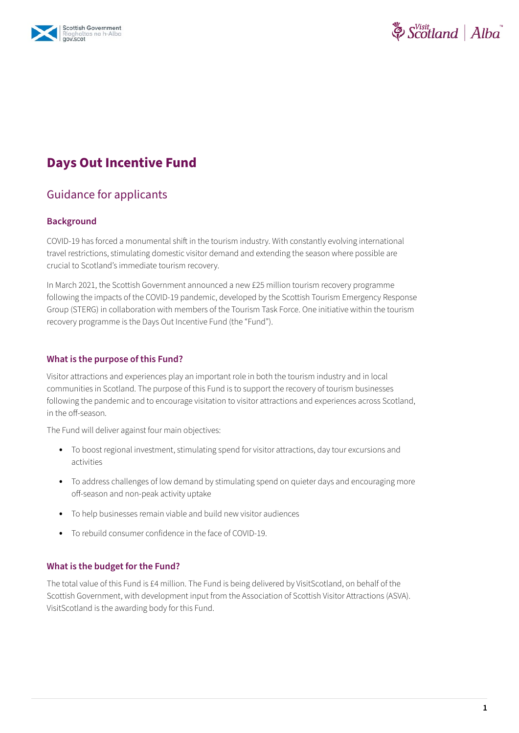# Days Out Incentive Fund

## Guidance for applicants

### Background

COVID-19 has forced a monumental shift in the tourism industry. With constantly evolving international travel restrictions, stimulating domestic visitor demand and extending the season where possible are crucial to Scotland's immediate tourism recovery.

In March 2021, the Scottish Government announced a new £25 million tourism recovery programme following the impacts of the COVID-19 pandemic, developed by the Scottish Tourism Emergency Response Group (STERG) in collaboration with members of the Tourism Task Force. One initiative within the tourism recovery programme is the Days Out Incentive Fund (the "Fund").

### What is the purpose of this Fund?

Visitor attractions and experiences play an important role in both the tourism industry and in local communities in Scotland. The purpose of this Fund is to support the recovery of tourism businesses following the pandemic and to encourage visitation to visitor attractions and experiences across Scotland, in the off-season.

The Fund will deliver against four main objectives:

- To boost regional investment, stimulating spend for visitor attractions, day tour excursions and activities
- To address challenges of low demand by stimulating spend on quieter days and encouraging more off-season and non-peak activity uptake
- To help businesses remain viable and build new visitor audiences
- To rebuild consumer confidence in the face of COVID-19.

### What is the budget for the Fund?

The total value of this Fund is £4 million. The Fund is being delivered by VisitScotland, on behalf of the Scottish Government, with development input from the Association of Scottish Visitor Attractions (ASVA). VisitScotland is the awarding body for this Fund.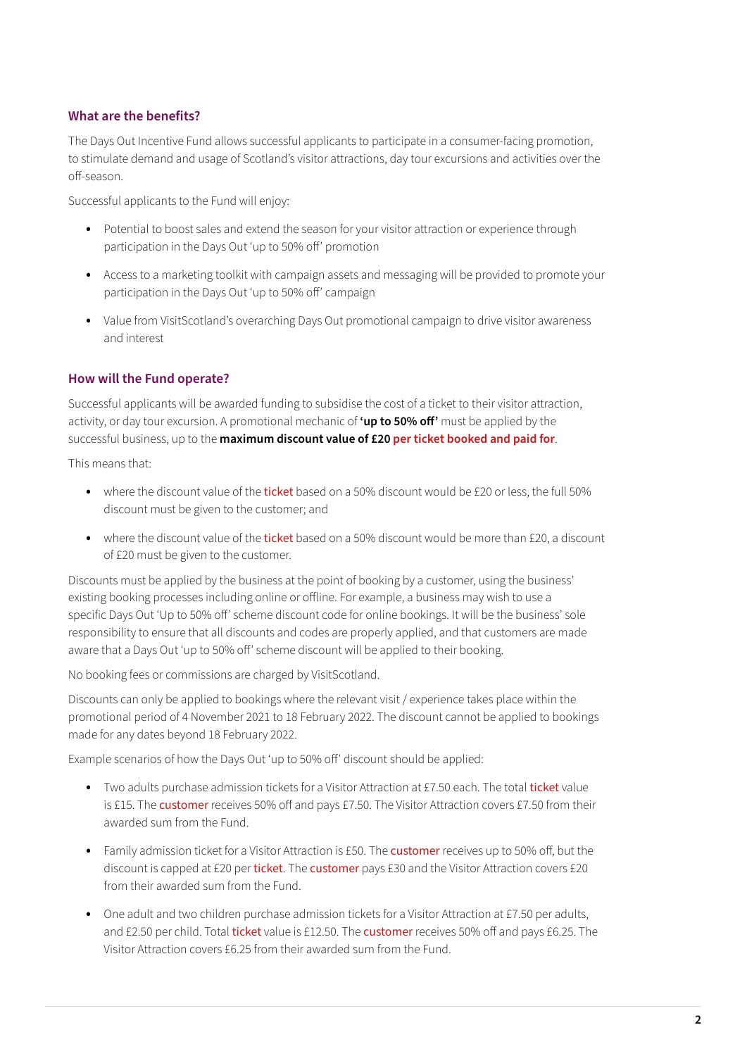### What are the benefits?

The Days Out Incentive Fund allows successful applicants to participate in a consumer-facing promotion, to stimulate demand and usage of Scotland's visitor attractions, day tour excursions and activities over the off-season.

Successful applicants to the Fund will enjoy:

- Potential to boost sales and extend the season for your visitor attraction or experience through participation in the Days Out 'up to 50% off' promotion
- Access to a marketing toolkit with campaign assets and messaging will be provided to promote your participation in the Days Out 'up to 50% off' campaign
- Value from VisitScotland's overarching Days Out promotional campaign to drive visitor awareness and interest

### How will the Fund operate?

Successful applicants will be awarded funding to subsidise the cost of a ticket to their visitor attraction, activity, or day tour excursion. A promotional mechanic of **'up to 50% off'** must be applied by the successful business, up to the **maximum discount value of £20 per ticket booked and paid for**.

This means that:

- where the discount value of the ticket based on a 50% discount would be £20 or less, the full 50% discount must be given to the customer; and
- where the discount value of the ticket based on a 50% discount would be more than £20, a discount of £20 must be given to the customer.

Discounts must be applied by the business at the point of booking by a customer, using the business' existing booking processes including online or offline. For example, a business may wish to use a specific Days Out 'Up to 50% off' scheme discount code for online bookings. It will be the business' sole responsibility to ensure that all discounts and codes are properly applied, and that customers are made aware that a Days Out 'up to 50% off' scheme discount will be applied to their booking.

No booking fees or commissions are charged by VisitScotland.

Discounts can only be applied to bookings where the relevant visit / experience takes place within the promotional period of 4 November 2021 to 18 February 2022. The discount cannot be applied to bookings made for any dates beyond 18 February 2022.

Example scenarios of how the Days Out 'up to 50% off' discount should be applied:

- Two adults purchase admission tickets for a Visitor Attraction at £7.50 each. The total ticket value is £15. The customer receives 50% off and pays £7.50. The Visitor Attraction covers £7.50 from their awarded sum from the Fund.
- Family admission ticket for a Visitor Attraction is £50. The customer receives up to 50% off, but the discount is capped at £20 per ticket. The customer pays £30 and the Visitor Attraction covers £20 from their awarded sum from the Fund.
- One adult and two children purchase admission tickets for a Visitor Attraction at £7.50 per adults, and £2.50 per child. Total ticket value is £12.50. The customer receives 50% off and pays £6.25. The Visitor Attraction covers £6.25 from their awarded sum from the Fund.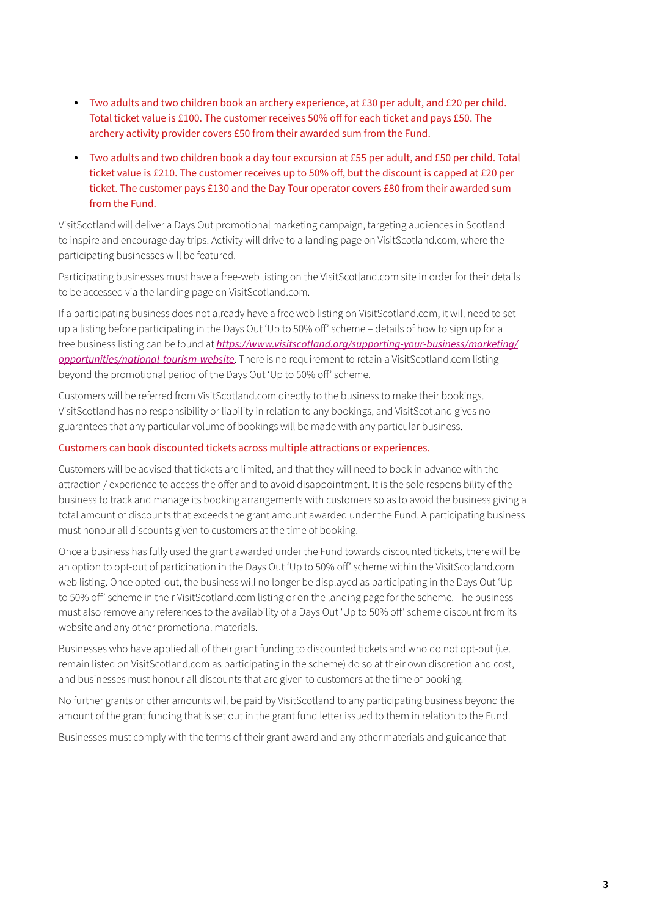- Two adults and two children book an archery experience, at £30 per adult, and £20 per child. Total ticket value is £100. The customer receives 50% off for each ticket and pays £50. The archery activity provider covers £50 from their awarded sum from the Fund.
- Two adults and two children book a day tour excursion at £55 per adult, and £50 per child. Total ticket value is £210. The customer receives up to 50% off, but the discount is capped at £20 per ticket. The customer pays £130 and the Day Tour operator covers £80 from their awarded sum from the Fund.

VisitScotland will deliver a Days Out promotional marketing campaign, targeting audiences in Scotland to inspire and encourage day trips. Activity will drive to a landing page on VisitScotland.com, where the participating businesses will be featured.

Participating businesses must have a free-web listing on the VisitScotland.com site in order for their details to be accessed via the landing page on VisitScotland.com.

If a participating business does not already have a free web listing on VisitScotland.com, it will need to set up a listing before participating in the Days Out 'Up to 50% off' scheme – details of how to sign up for a free business listing can be found at [***https://www.visitscotland.org/supporting-your-business/marketing/opportunities/national-tourism-website***](https://www.visitscotland.org/supporting-your-business/marketing/opportunities/national-tourism-website). There is no requirement to retain a VisitScotland.com listing beyond the promotional period of the Days Out 'Up to 50% off' scheme.

Customers will be referred from VisitScotland.com directly to the business to make their bookings. VisitScotland has no responsibility or liability in relation to any bookings, and VisitScotland gives no guarantees that any particular volume of bookings will be made with any particular business.

Customers can book discounted tickets across multiple attractions or experiences.

Customers will be advised that tickets are limited, and that they will need to book in advance with the attraction / experience to access the offer and to avoid disappointment. It is the sole responsibility of the business to track and manage its booking arrangements with customers so as to avoid the business giving a total amount of discounts that exceeds the grant amount awarded under the Fund. A participating business must honour all discounts given to customers at the time of booking.

Once a business has fully used the grant awarded under the Fund towards discounted tickets, there will be an option to opt-out of participation in the Days Out 'Up to 50% off' scheme within the VisitScotland.com web listing. Once opted-out, the business will no longer be displayed as participating in the Days Out 'Up to 50% off' scheme in their VisitScotland.com listing or on the landing page for the scheme. The business must also remove any references to the availability of a Days Out 'Up to 50% off' scheme discount from its website and any other promotional materials.

Businesses who have applied all of their grant funding to discounted tickets and who do not opt-out (i.e. remain listed on VisitScotland.com as participating in the scheme) do so at their own discretion and cost, and businesses must honour all discounts that are given to customers at the time of booking.

No further grants or other amounts will be paid by VisitScotland to any participating business beyond the amount of the grant funding that is set out in the grant fund letter issued to them in relation to the Fund.

Businesses must comply with the terms of their grant award and any other materials and guidance that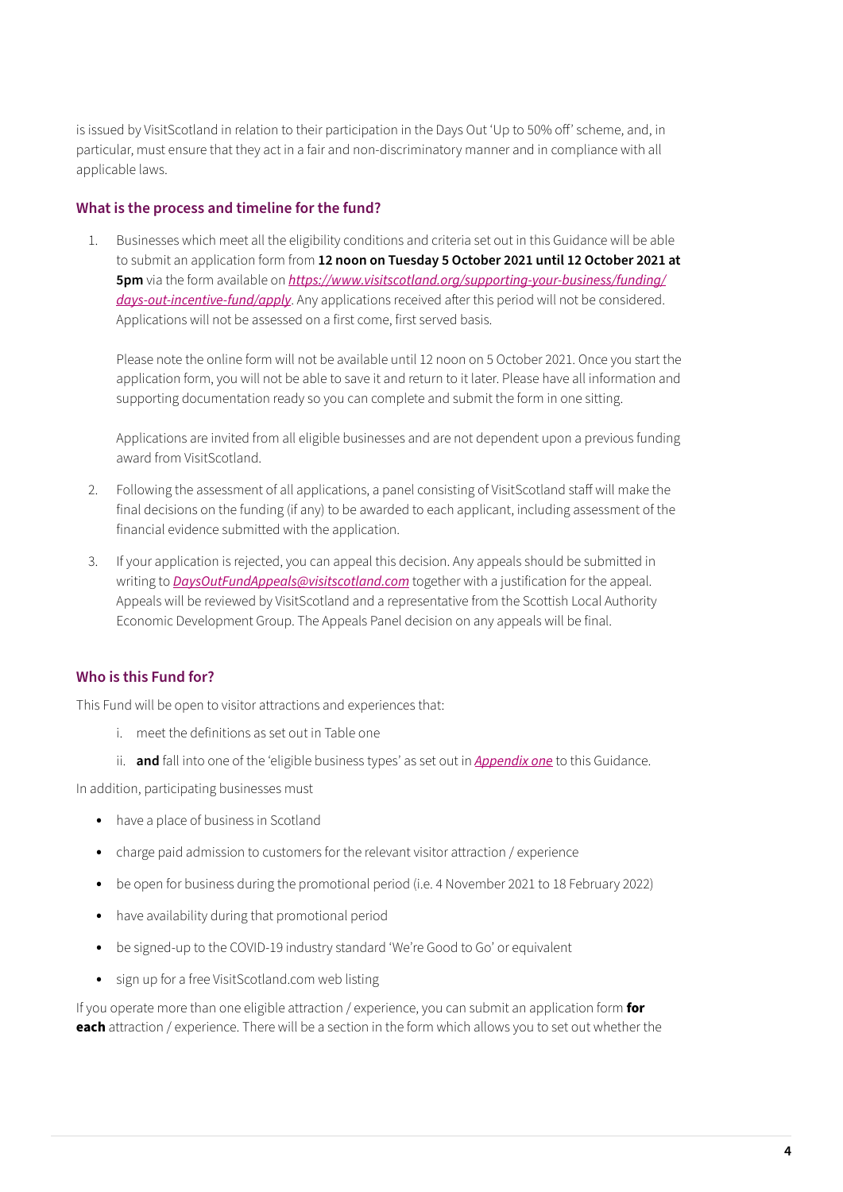is issued by VisitScotland in relation to their participation in the Days Out 'Up to 50% off' scheme, and, in particular, must ensure that they act in a fair and non-discriminatory manner and in compliance with all applicable laws.

### What is the process and timeline for the fund?

1. Businesses which meet all the eligibility conditions and criteria set out in this Guidance will be able to submit an application form from **12 noon on Tuesday 5 October 2021 until 12 October 2021 at 5pm** via the form available on [*https://www.visitscotland.org/supporting-your-business/funding/days-out-incentive-fund/apply*](https://www.visitscotland.org/supporting-your-business/funding/days-out-incentive-fund/apply). Any applications received after this period will not be considered. Applications will not be assessed on a first come, first served basis.

   Please note the online form will not be available until 12 noon on 5 October 2021. Once you start the application form, you will not be able to save it and return to it later. Please have all information and supporting documentation ready so you can complete and submit the form in one sitting.

   Applications are invited from all eligible businesses and are not dependent upon a previous funding award from VisitScotland.

2. Following the assessment of all applications, a panel consisting of VisitScotland staff will make the final decisions on the funding (if any) to be awarded to each applicant, including assessment of the financial evidence submitted with the application.

3. If your application is rejected, you can appeal this decision. Any appeals should be submitted in writing to [*DaysOutFundAppeals@visitscotland.com*](mailto:DaysOutFundAppeals@visitscotland.com) together with a justification for the appeal. Appeals will be reviewed by VisitScotland and a representative from the Scottish Local Authority Economic Development Group. The Appeals Panel decision on any appeals will be final.

### Who is this Fund for?

This Fund will be open to visitor attractions and experiences that:

i. meet the definitions as set out in Table one

ii. **and** fall into one of the 'eligible business types' as set out in [*Appendix one*](#) to this Guidance.

In addition, participating businesses must

- have a place of business in Scotland
- charge paid admission to customers for the relevant visitor attraction / experience
- be open for business during the promotional period (i.e. 4 November 2021 to 18 February 2022)
- have availability during that promotional period
- be signed-up to the COVID-19 industry standard 'We're Good to Go' or equivalent
- sign up for a free VisitScotland.com web listing

If you operate more than one eligible attraction / experience, you can submit an application form **for each** attraction / experience. There will be a section in the form which allows you to set out whether the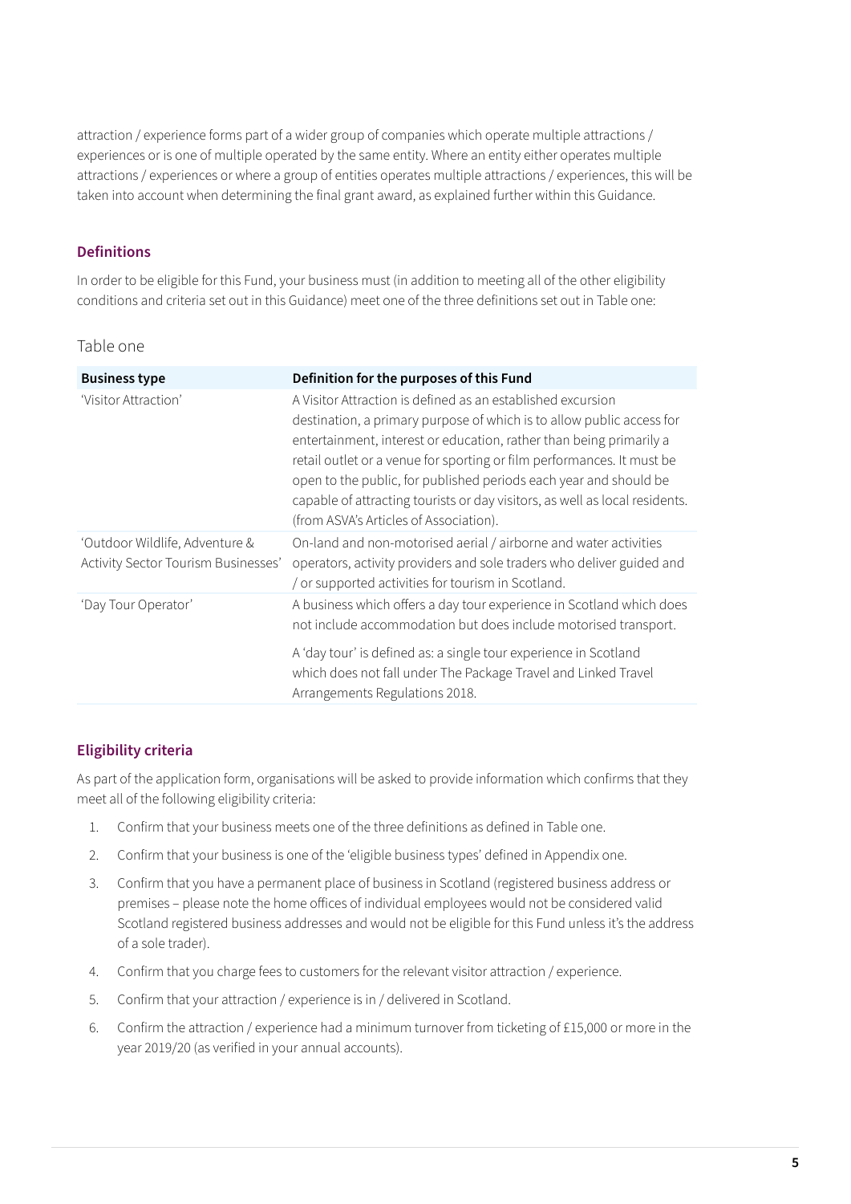attraction / experience forms part of a wider group of companies which operate multiple attractions / experiences or is one of multiple operated by the same entity. Where an entity either operates multiple attractions / experiences or where a group of entities operates multiple attractions / experiences, this will be taken into account when determining the final grant award, as explained further within this Guidance.

### Definitions

In order to be eligible for this Fund, your business must (in addition to meeting all of the other eligibility conditions and criteria set out in this Guidance) meet one of the three definitions set out in Table one:

Table one

| Business type | Definition for the purposes of this Fund |
|---|---|
| 'Visitor Attraction' | A Visitor Attraction is defined as an established excursion destination, a primary purpose of which is to allow public access for entertainment, interest or education, rather than being primarily a retail outlet or a venue for sporting or film performances. It must be open to the public, for published periods each year and should be capable of attracting tourists or day visitors, as well as local residents. (from ASVA's Articles of Association). |
| 'Outdoor Wildlife, Adventure & Activity Sector Tourism Businesses' | On-land and non-motorised aerial / airborne and water activities operators, activity providers and sole traders who deliver guided and / or supported activities for tourism in Scotland. |
| 'Day Tour Operator' | A business which offers a day tour experience in Scotland which does not include accommodation but does include motorised transport. A 'day tour' is defined as: a single tour experience in Scotland which does not fall under The Package Travel and Linked Travel Arrangements Regulations 2018. |

### Eligibility criteria

As part of the application form, organisations will be asked to provide information which confirms that they meet all of the following eligibility criteria:

1. Confirm that your business meets one of the three definitions as defined in Table one.
2. Confirm that your business is one of the 'eligible business types' defined in Appendix one.
3. Confirm that you have a permanent place of business in Scotland (registered business address or premises – please note the home offices of individual employees would not be considered valid Scotland registered business addresses and would not be eligible for this Fund unless it's the address of a sole trader).
4. Confirm that you charge fees to customers for the relevant visitor attraction / experience.
5. Confirm that your attraction / experience is in / delivered in Scotland.
6. Confirm the attraction / experience had a minimum turnover from ticketing of £15,000 or more in the year 2019/20 (as verified in your annual accounts).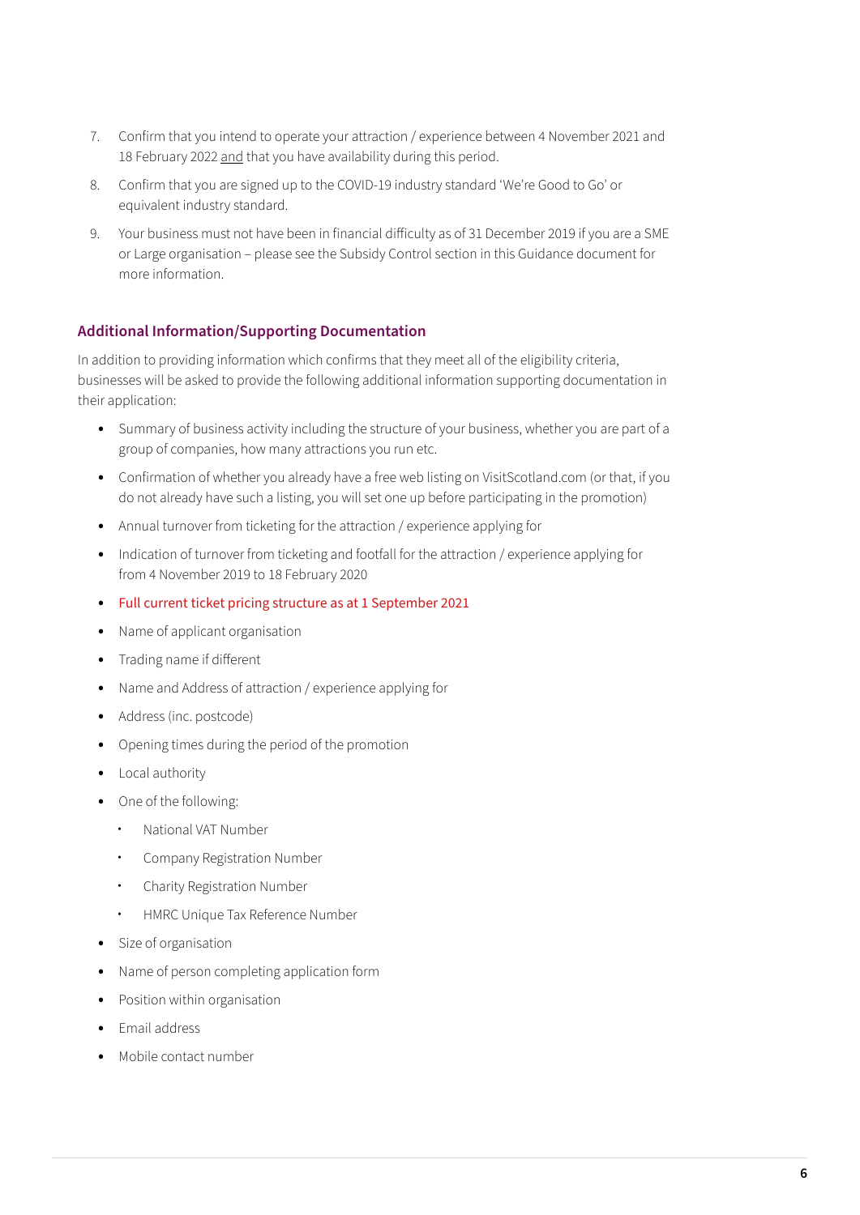7. Confirm that you intend to operate your attraction / experience between 4 November 2021 and 18 February 2022 and that you have availability during this period.
8. Confirm that you are signed up to the COVID-19 industry standard 'We're Good to Go' or equivalent industry standard.
9. Your business must not have been in financial difficulty as of 31 December 2019 if you are a SME or Large organisation – please see the Subsidy Control section in this Guidance document for more information.

### Additional Information/Supporting Documentation

In addition to providing information which confirms that they meet all of the eligibility criteria, businesses will be asked to provide the following additional information supporting documentation in their application:

- Summary of business activity including the structure of your business, whether you are part of a group of companies, how many attractions you run etc.
- Confirmation of whether you already have a free web listing on VisitScotland.com (or that, if you do not already have such a listing, you will set one up before participating in the promotion)
- Annual turnover from ticketing for the attraction / experience applying for
- Indication of turnover from ticketing and footfall for the attraction / experience applying for from 4 November 2019 to 18 February 2020
- Full current ticket pricing structure as at 1 September 2021
- Name of applicant organisation
- Trading name if different
- Name and Address of attraction / experience applying for
- Address (inc. postcode)
- Opening times during the period of the promotion
- Local authority
- One of the following:
  - National VAT Number
  - Company Registration Number
  - Charity Registration Number
  - HMRC Unique Tax Reference Number
- Size of organisation
- Name of person completing application form
- Position within organisation
- Email address
- Mobile contact number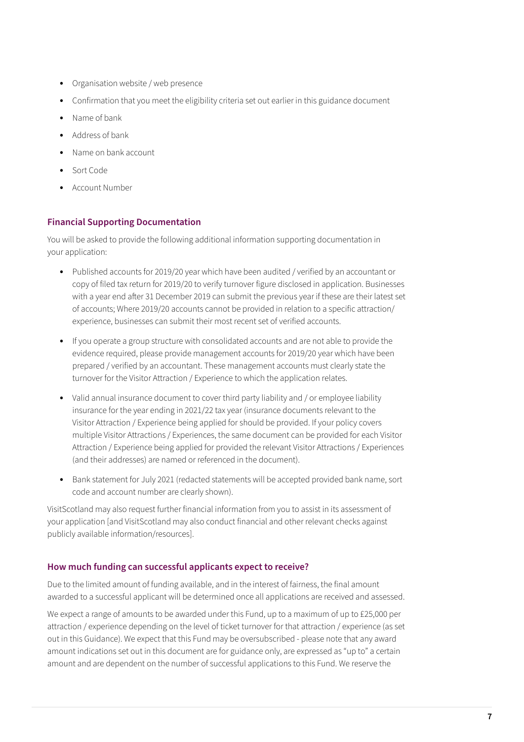- Organisation website / web presence
- Confirmation that you meet the eligibility criteria set out earlier in this guidance document
- Name of bank
- Address of bank
- Name on bank account
- Sort Code
- Account Number

### Financial Supporting Documentation

You will be asked to provide the following additional information supporting documentation in your application:

- Published accounts for 2019/20 year which have been audited / verified by an accountant or copy of filed tax return for 2019/20 to verify turnover figure disclosed in application. Businesses with a year end after 31 December 2019 can submit the previous year if these are their latest set of accounts; Where 2019/20 accounts cannot be provided in relation to a specific attraction/ experience, businesses can submit their most recent set of verified accounts.
- If you operate a group structure with consolidated accounts and are not able to provide the evidence required, please provide management accounts for 2019/20 year which have been prepared / verified by an accountant. These management accounts must clearly state the turnover for the Visitor Attraction / Experience to which the application relates.
- Valid annual insurance document to cover third party liability and / or employee liability insurance for the year ending in 2021/22 tax year (insurance documents relevant to the Visitor Attraction / Experience being applied for should be provided. If your policy covers multiple Visitor Attractions / Experiences, the same document can be provided for each Visitor Attraction / Experience being applied for provided the relevant Visitor Attractions / Experiences (and their addresses) are named or referenced in the document).
- Bank statement for July 2021 (redacted statements will be accepted provided bank name, sort code and account number are clearly shown).

VisitScotland may also request further financial information from you to assist in its assessment of your application [and VisitScotland may also conduct financial and other relevant checks against publicly available information/resources].

### How much funding can successful applicants expect to receive?

Due to the limited amount of funding available, and in the interest of fairness, the final amount awarded to a successful applicant will be determined once all applications are received and assessed.

We expect a range of amounts to be awarded under this Fund, up to a maximum of up to £25,000 per attraction / experience depending on the level of ticket turnover for that attraction / experience (as set out in this Guidance). We expect that this Fund may be oversubscribed - please note that any award amount indications set out in this document are for guidance only, are expressed as "up to" a certain amount and are dependent on the number of successful applications to this Fund. We reserve the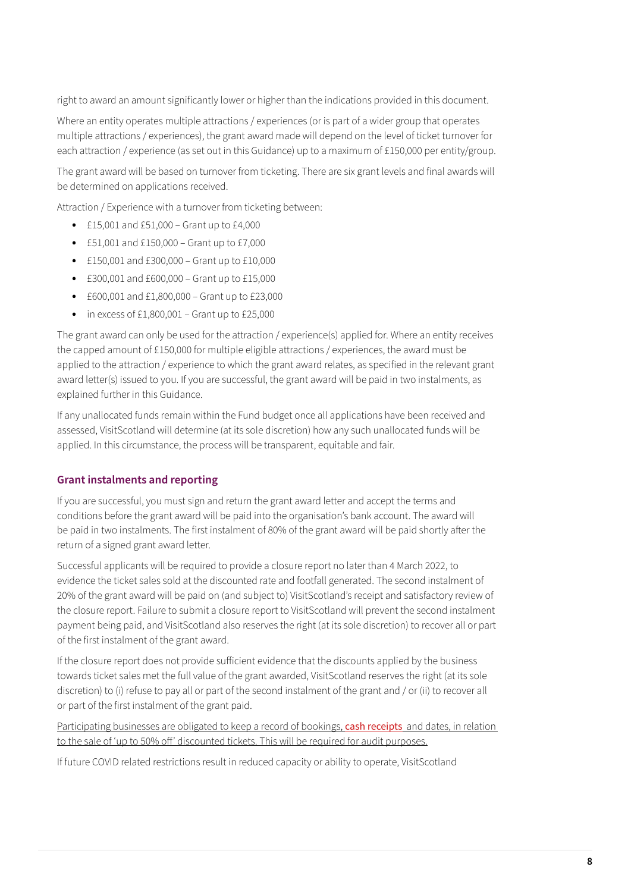right to award an amount significantly lower or higher than the indications provided in this document.

Where an entity operates multiple attractions / experiences (or is part of a wider group that operates multiple attractions / experiences), the grant award made will depend on the level of ticket turnover for each attraction / experience (as set out in this Guidance) up to a maximum of £150,000 per entity/group.

The grant award will be based on turnover from ticketing. There are six grant levels and final awards will be determined on applications received.

Attraction / Experience with a turnover from ticketing between:

- £15,001 and £51,000 – Grant up to £4,000
- £51,001 and £150,000 – Grant up to £7,000
- £150,001 and £300,000 – Grant up to £10,000
- £300,001 and £600,000 – Grant up to £15,000
- £600,001 and £1,800,000 – Grant up to £23,000
- in excess of £1,800,001 – Grant up to £25,000

The grant award can only be used for the attraction / experience(s) applied for. Where an entity receives the capped amount of £150,000 for multiple eligible attractions / experiences, the award must be applied to the attraction / experience to which the grant award relates, as specified in the relevant grant award letter(s) issued to you. If you are successful, the grant award will be paid in two instalments, as explained further in this Guidance.

If any unallocated funds remain within the Fund budget once all applications have been received and assessed, VisitScotland will determine (at its sole discretion) how any such unallocated funds will be applied. In this circumstance, the process will be transparent, equitable and fair.

### Grant instalments and reporting

If you are successful, you must sign and return the grant award letter and accept the terms and conditions before the grant award will be paid into the organisation's bank account. The award will be paid in two instalments. The first instalment of 80% of the grant award will be paid shortly after the return of a signed grant award letter.

Successful applicants will be required to provide a closure report no later than 4 March 2022, to evidence the ticket sales sold at the discounted rate and footfall generated. The second instalment of 20% of the grant award will be paid on (and subject to) VisitScotland's receipt and satisfactory review of the closure report. Failure to submit a closure report to VisitScotland will prevent the second instalment payment being paid, and VisitScotland also reserves the right (at its sole discretion) to recover all or part of the first instalment of the grant award.

If the closure report does not provide sufficient evidence that the discounts applied by the business towards ticket sales met the full value of the grant awarded, VisitScotland reserves the right (at its sole discretion) to (i) refuse to pay all or part of the second instalment of the grant and / or (ii) to recover all or part of the first instalment of the grant paid.

Participating businesses are obligated to keep a record of bookings, cash receipts and dates, in relation to the sale of 'up to 50% off' discounted tickets. This will be required for audit purposes.

If future COVID related restrictions result in reduced capacity or ability to operate, VisitScotland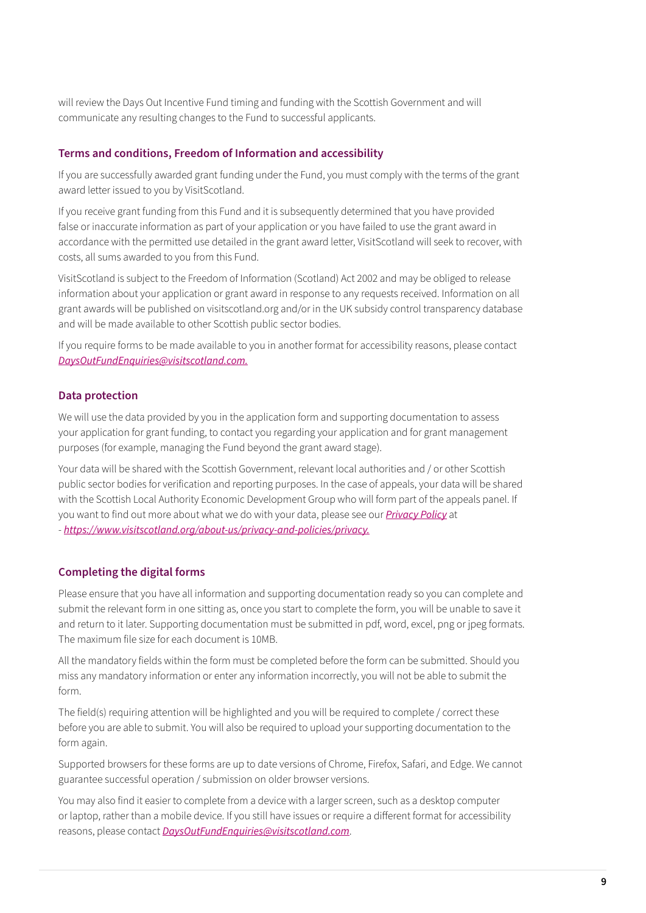will review the Days Out Incentive Fund timing and funding with the Scottish Government and will communicate any resulting changes to the Fund to successful applicants.

### Terms and conditions, Freedom of Information and accessibility

If you are successfully awarded grant funding under the Fund, you must comply with the terms of the grant award letter issued to you by VisitScotland.

If you receive grant funding from this Fund and it is subsequently determined that you have provided false or inaccurate information as part of your application or you have failed to use the grant award in accordance with the permitted use detailed in the grant award letter, VisitScotland will seek to recover, with costs, all sums awarded to you from this Fund.

VisitScotland is subject to the Freedom of Information (Scotland) Act 2002 and may be obliged to release information about your application or grant award in response to any requests received. Information on all grant awards will be published on visitscotland.org and/or in the UK subsidy control transparency database and will be made available to other Scottish public sector bodies.

If you require forms to be made available to you in another format for accessibility reasons, please contact *DaysOutFundEnquiries@visitscotland.com.*

### Data protection

We will use the data provided by you in the application form and supporting documentation to assess your application for grant funding, to contact you regarding your application and for grant management purposes (for example, managing the Fund beyond the grant award stage).

Your data will be shared with the Scottish Government, relevant local authorities and / or other Scottish public sector bodies for verification and reporting purposes. In the case of appeals, your data will be shared with the Scottish Local Authority Economic Development Group who will form part of the appeals panel. If you want to find out more about what we do with your data, please see our ***Privacy Policy*** at - ***https://www.visitscotland.org/about-us/privacy-and-policies/privacy.***

### Completing the digital forms

Please ensure that you have all information and supporting documentation ready so you can complete and submit the relevant form in one sitting as, once you start to complete the form, you will be unable to save it and return to it later. Supporting documentation must be submitted in pdf, word, excel, png or jpeg formats. The maximum file size for each document is 10MB.

All the mandatory fields within the form must be completed before the form can be submitted. Should you miss any mandatory information or enter any information incorrectly, you will not be able to submit the form.

The field(s) requiring attention will be highlighted and you will be required to complete / correct these before you are able to submit. You will also be required to upload your supporting documentation to the form again.

Supported browsers for these forms are up to date versions of Chrome, Firefox, Safari, and Edge. We cannot guarantee successful operation / submission on older browser versions.

You may also find it easier to complete from a device with a larger screen, such as a desktop computer or laptop, rather than a mobile device. If you still have issues or require a different format for accessibility reasons, please contact ***DaysOutFundEnquiries@visitscotland.com***.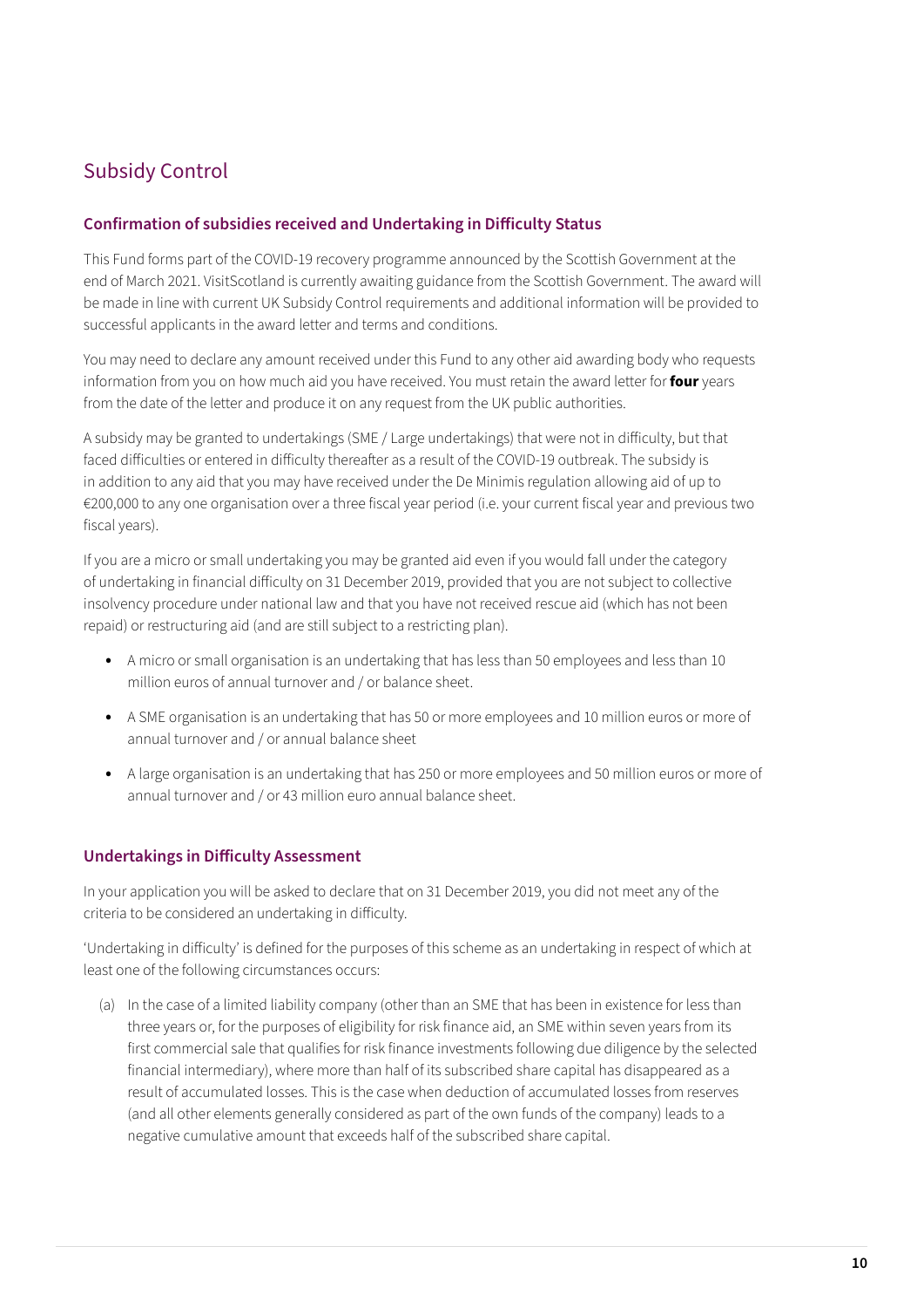## Subsidy Control

### Confirmation of subsidies received and Undertaking in Difficulty Status

This Fund forms part of the COVID-19 recovery programme announced by the Scottish Government at the end of March 2021. VisitScotland is currently awaiting guidance from the Scottish Government. The award will be made in line with current UK Subsidy Control requirements and additional information will be provided to successful applicants in the award letter and terms and conditions.

You may need to declare any amount received under this Fund to any other aid awarding body who requests information from you on how much aid you have received. You must retain the award letter for **four** years from the date of the letter and produce it on any request from the UK public authorities.

A subsidy may be granted to undertakings (SME / Large undertakings) that were not in difficulty, but that faced difficulties or entered in difficulty thereafter as a result of the COVID-19 outbreak. The subsidy is in addition to any aid that you may have received under the De Minimis regulation allowing aid of up to €200,000 to any one organisation over a three fiscal year period (i.e. your current fiscal year and previous two fiscal years).

If you are a micro or small undertaking you may be granted aid even if you would fall under the category of undertaking in financial difficulty on 31 December 2019, provided that you are not subject to collective insolvency procedure under national law and that you have not received rescue aid (which has not been repaid) or restructuring aid (and are still subject to a restricting plan).

- A micro or small organisation is an undertaking that has less than 50 employees and less than 10 million euros of annual turnover and / or balance sheet.
- A SME organisation is an undertaking that has 50 or more employees and 10 million euros or more of annual turnover and / or annual balance sheet
- A large organisation is an undertaking that has 250 or more employees and 50 million euros or more of annual turnover and / or 43 million euro annual balance sheet.

### Undertakings in Difficulty Assessment

In your application you will be asked to declare that on 31 December 2019, you did not meet any of the criteria to be considered an undertaking in difficulty.

'Undertaking in difficulty' is defined for the purposes of this scheme as an undertaking in respect of which at least one of the following circumstances occurs:

(a) In the case of a limited liability company (other than an SME that has been in existence for less than three years or, for the purposes of eligibility for risk finance aid, an SME within seven years from its first commercial sale that qualifies for risk finance investments following due diligence by the selected financial intermediary), where more than half of its subscribed share capital has disappeared as a result of accumulated losses. This is the case when deduction of accumulated losses from reserves (and all other elements generally considered as part of the own funds of the company) leads to a negative cumulative amount that exceeds half of the subscribed share capital.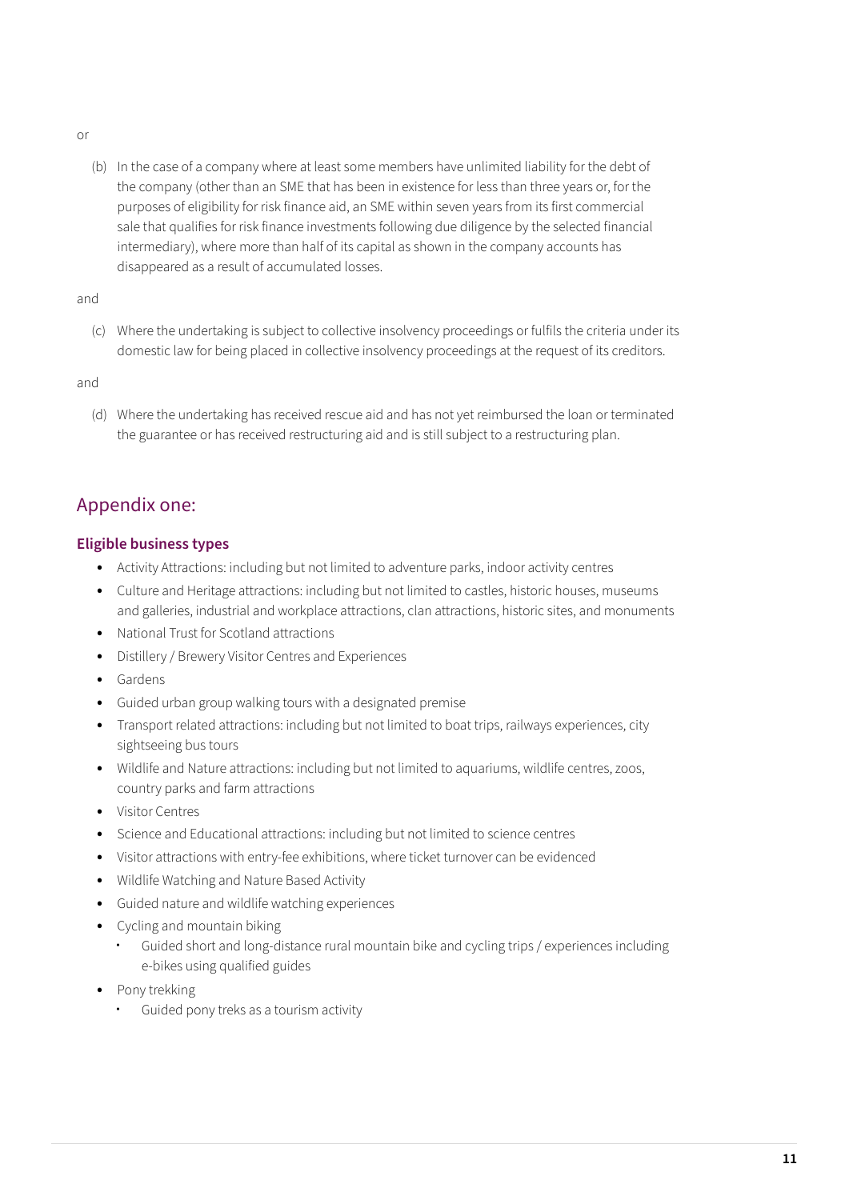or

(b) In the case of a company where at least some members have unlimited liability for the debt of the company (other than an SME that has been in existence for less than three years or, for the purposes of eligibility for risk finance aid, an SME within seven years from its first commercial sale that qualifies for risk finance investments following due diligence by the selected financial intermediary), where more than half of its capital as shown in the company accounts has disappeared as a result of accumulated losses.

and

(c) Where the undertaking is subject to collective insolvency proceedings or fulfils the criteria under its domestic law for being placed in collective insolvency proceedings at the request of its creditors.

and

(d) Where the undertaking has received rescue aid and has not yet reimbursed the loan or terminated the guarantee or has received restructuring aid and is still subject to a restructuring plan.

## Appendix one:

### Eligible business types

- Activity Attractions: including but not limited to adventure parks, indoor activity centres
- Culture and Heritage attractions: including but not limited to castles, historic houses, museums and galleries, industrial and workplace attractions, clan attractions, historic sites, and monuments
- National Trust for Scotland attractions
- Distillery / Brewery Visitor Centres and Experiences
- Gardens
- Guided urban group walking tours with a designated premise
- Transport related attractions: including but not limited to boat trips, railways experiences, city sightseeing bus tours
- Wildlife and Nature attractions: including but not limited to aquariums, wildlife centres, zoos, country parks and farm attractions
- Visitor Centres
- Science and Educational attractions: including but not limited to science centres
- Visitor attractions with entry-fee exhibitions, where ticket turnover can be evidenced
- Wildlife Watching and Nature Based Activity
- Guided nature and wildlife watching experiences
- Cycling and mountain biking
  - Guided short and long-distance rural mountain bike and cycling trips / experiences including e-bikes using qualified guides
- Pony trekking
  - Guided pony treks as a tourism activity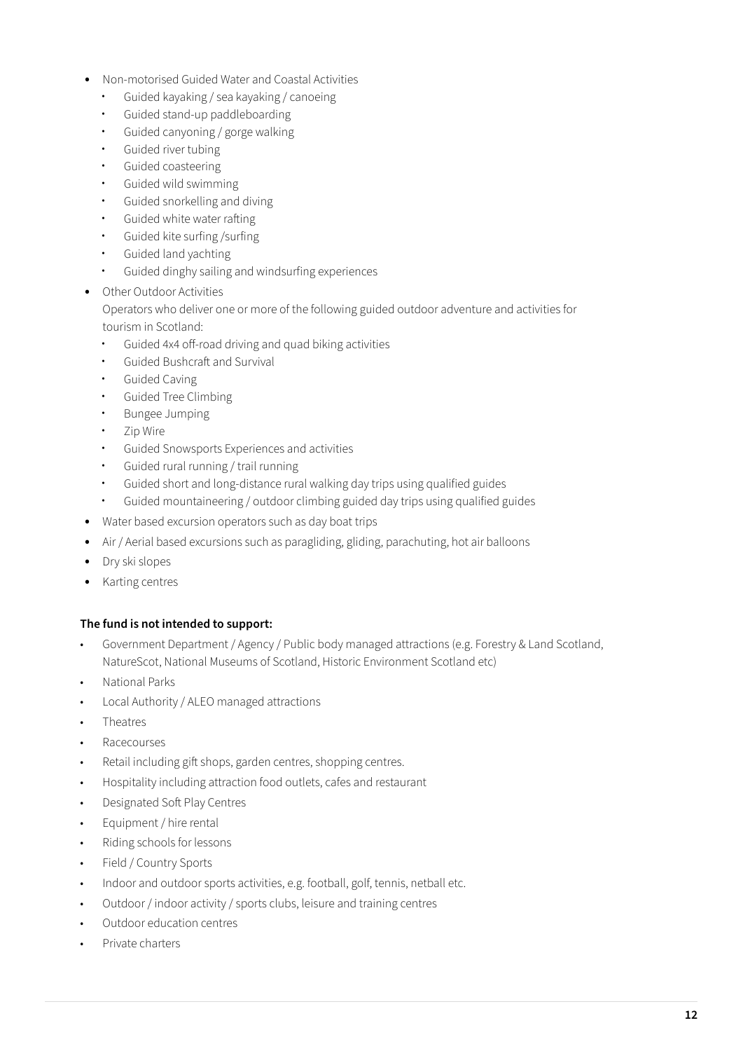- Non-motorised Guided Water and Coastal Activities
  - Guided kayaking / sea kayaking / canoeing
  - Guided stand-up paddleboarding
  - Guided canyoning / gorge walking
  - Guided river tubing
  - Guided coasteering
  - Guided wild swimming
  - Guided snorkelling and diving
  - Guided white water rafting
  - Guided kite surfing /surfing
  - Guided land yachting
  - Guided dinghy sailing and windsurfing experiences
- Other Outdoor Activities

  Operators who deliver one or more of the following guided outdoor adventure and activities for tourism in Scotland:
  - Guided 4x4 off-road driving and quad biking activities
  - Guided Bushcraft and Survival
  - Guided Caving
  - Guided Tree Climbing
  - Bungee Jumping
  - Zip Wire
  - Guided Snowsports Experiences and activities
  - Guided rural running / trail running
  - Guided short and long-distance rural walking day trips using qualified guides
  - Guided mountaineering / outdoor climbing guided day trips using qualified guides
- Water based excursion operators such as day boat trips
- Air / Aerial based excursions such as paragliding, gliding, parachuting, hot air balloons
- Dry ski slopes
- Karting centres

**The fund is not intended to support:**

- Government Department / Agency / Public body managed attractions (e.g. Forestry & Land Scotland, NatureScot, National Museums of Scotland, Historic Environment Scotland etc)
- National Parks
- Local Authority / ALEO managed attractions
- Theatres
- Racecourses
- Retail including gift shops, garden centres, shopping centres.
- Hospitality including attraction food outlets, cafes and restaurant
- Designated Soft Play Centres
- Equipment / hire rental
- Riding schools for lessons
- Field / Country Sports
- Indoor and outdoor sports activities, e.g. football, golf, tennis, netball etc.
- Outdoor / indoor activity / sports clubs, leisure and training centres
- Outdoor education centres
- Private charters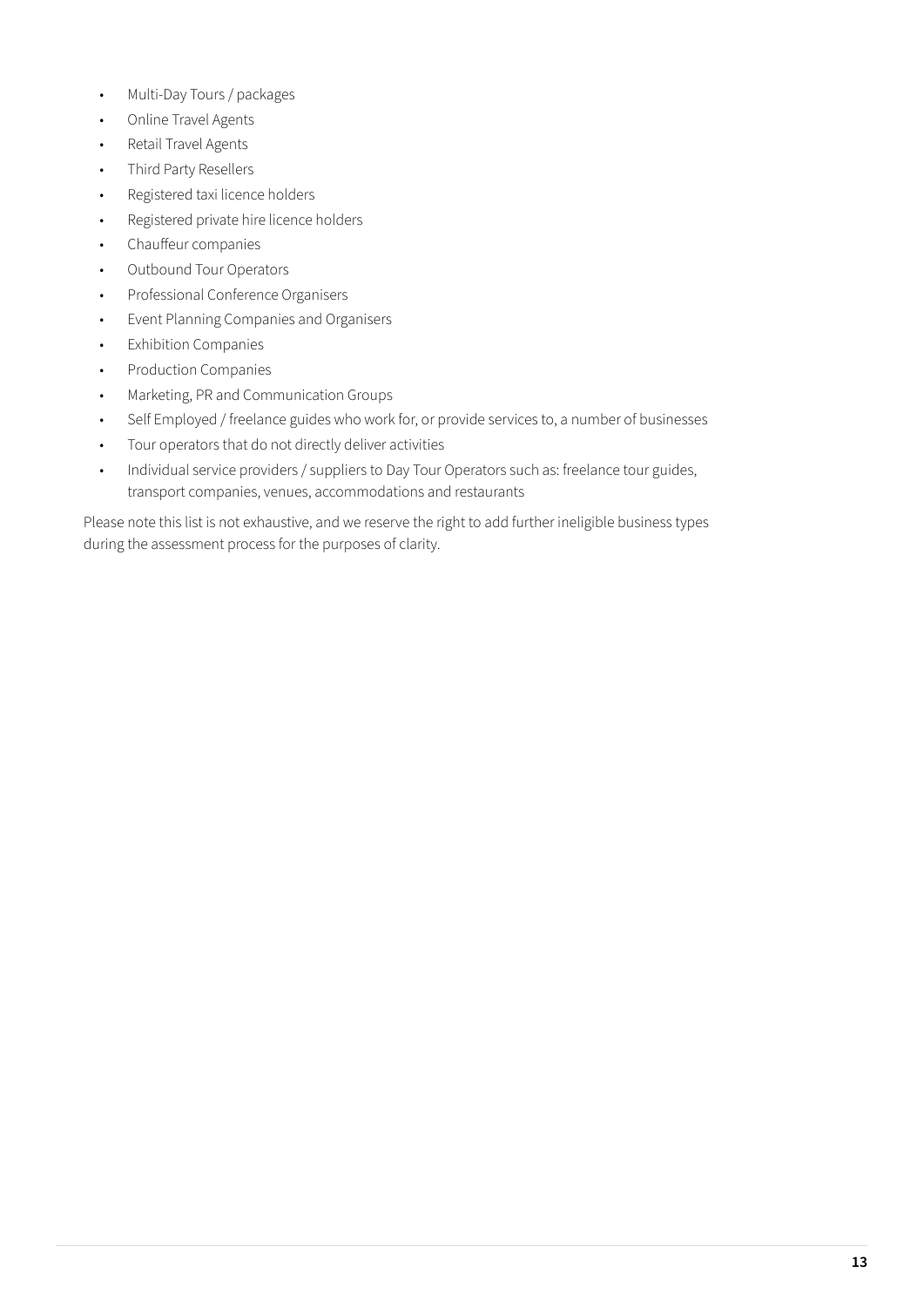- Multi-Day Tours / packages
- Online Travel Agents
- Retail Travel Agents
- Third Party Resellers
- Registered taxi licence holders
- Registered private hire licence holders
- Chauffeur companies
- Outbound Tour Operators
- Professional Conference Organisers
- Event Planning Companies and Organisers
- Exhibition Companies
- Production Companies
- Marketing, PR and Communication Groups
- Self Employed / freelance guides who work for, or provide services to, a number of businesses
- Tour operators that do not directly deliver activities
- Individual service providers / suppliers to Day Tour Operators such as: freelance tour guides, transport companies, venues, accommodations and restaurants

Please note this list is not exhaustive, and we reserve the right to add further ineligible business types during the assessment process for the purposes of clarity.